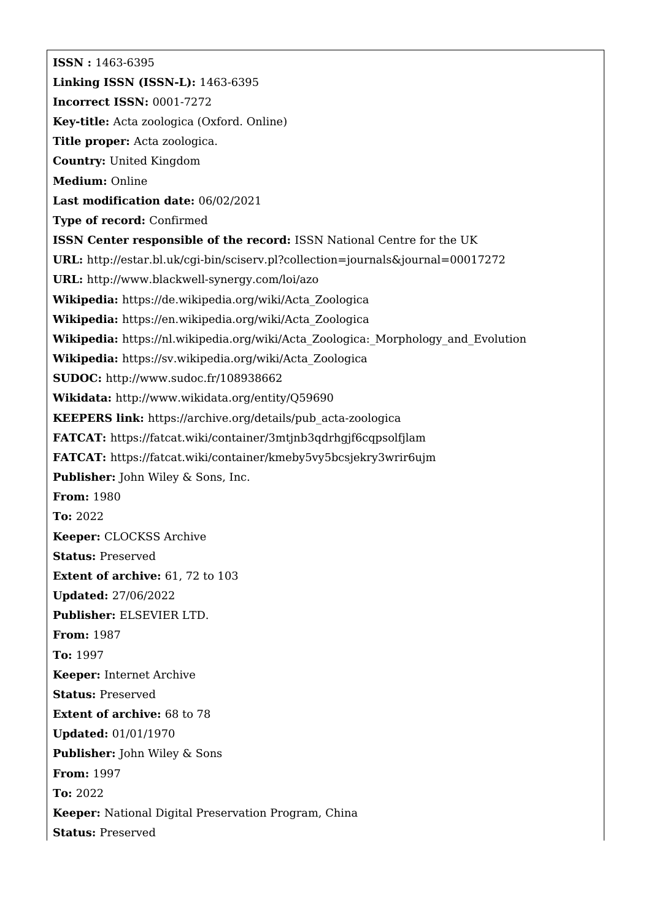**ISSN :** 1463-6395

**Linking ISSN (ISSN-L):** 1463-6395

**Incorrect ISSN:** 0001-7272

**Key-title:** Acta zoologica (Oxford. Online)

**Title proper:** Acta zoologica.

**Country:** United Kingdom

**Medium:** Online

**Last modification date:** 06/02/2021

**Type of record:** Confirmed

**ISSN Center responsible of the record:** ISSN National Centre for the UK

**URL:** http://estar.bl.uk/cgi-bin/sciserv.pl?collection=journals&journal=00017272

**URL:** http://www.blackwell-synergy.com/loi/azo

**Wikipedia:** https://de.wikipedia.org/wiki/Acta_Zoologica

**Wikipedia:** https://en.wikipedia.org/wiki/Acta_Zoologica

**Wikipedia:** https://nl.wikipedia.org/wiki/Acta_Zoologica:_Morphology_and_Evolution

**Wikipedia:** https://sv.wikipedia.org/wiki/Acta_Zoologica

**SUDOC:** http://www.sudoc.fr/108938662

**Wikidata:** http://www.wikidata.org/entity/Q59690

**KEEPERS link:** https://archive.org/details/pub_acta-zoologica

**FATCAT:** https://fatcat.wiki/container/3mtjnb3qdrhgjf6cqpsolfjlam

**FATCAT:** https://fatcat.wiki/container/kmeby5vy5bcsjekry3wrir6ujm

**Publisher:** John Wiley & Sons, Inc.

**From:** 1980

**To:** 2022

**Keeper:** CLOCKSS Archive

**Status:** Preserved

**Extent of archive:** 61, 72 to 103

**Updated:** 27/06/2022

**Publisher:** ELSEVIER LTD.

**From:** 1987

**To:** 1997

**Keeper:** Internet Archive

**Status:** Preserved

**Extent of archive:** 68 to 78

**Updated:** 01/01/1970

**Publisher:** John Wiley & Sons

**From:** 1997

**To:** 2022

**Keeper:** National Digital Preservation Program, China

**Status:** Preserved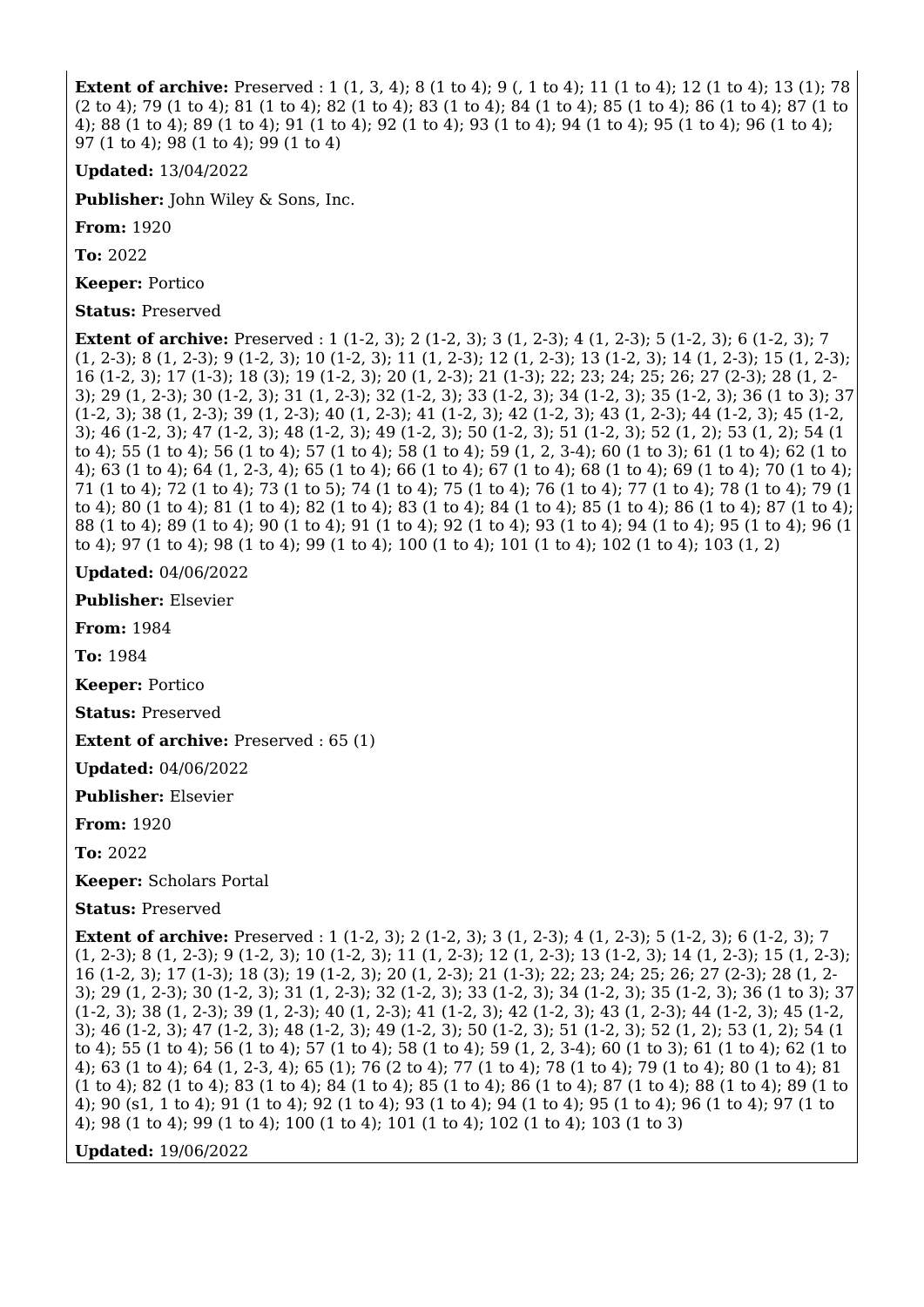**Extent of archive:** Preserved : 1 (1, 3, 4); 8 (1 to 4); 9 (, 1 to 4); 11 (1 to 4); 12 (1 to 4); 13 (1); 78 (2 to 4); 79 (1 to 4); 81 (1 to 4); 82 (1 to 4); 83 (1 to 4); 84 (1 to 4); 85 (1 to 4); 86 (1 to 4); 87 (1 to 4); 88 (1 to 4); 89 (1 to 4); 91 (1 to 4); 92 (1 to 4); 93 (1 to 4); 94 (1 to 4); 95 (1 to 4); 96 (1 to 4); 97 (1 to 4); 98 (1 to 4); 99 (1 to 4)

**Updated:** 13/04/2022

**Publisher:** John Wiley & Sons, Inc.

**From:** 1920

**To:** 2022

**Keeper:** Portico

**Status:** Preserved

**Extent of archive:** Preserved : 1 (1-2, 3); 2 (1-2, 3); 3 (1, 2-3); 4 (1, 2-3); 5 (1-2, 3); 6 (1-2, 3); 7 (1, 2-3); 8 (1, 2-3); 9 (1-2, 3); 10 (1-2, 3); 11 (1, 2-3); 12 (1, 2-3); 13 (1-2, 3); 14 (1, 2-3); 15 (1, 2-3); 16 (1-2, 3); 17 (1-3); 18 (3); 19 (1-2, 3); 20 (1, 2-3); 21 (1-3); 22; 23; 24; 25; 26; 27 (2-3); 28 (1, 2-3); 29 (1, 2-3); 30 (1-2, 3); 31 (1, 2-3); 32 (1-2, 3); 33 (1-2, 3); 34 (1-2, 3); 35 (1-2, 3); 36 (1 to 3); 37 (1-2, 3); 38 (1, 2-3); 39 (1, 2-3); 40 (1, 2-3); 41 (1-2, 3); 42 (1-2, 3); 43 (1, 2-3); 44 (1-2, 3); 45 (1-2, 3); 46 (1-2, 3); 47 (1-2, 3); 48 (1-2, 3); 49 (1-2, 3); 50 (1-2, 3); 51 (1-2, 3); 52 (1, 2); 53 (1, 2); 54 (1 to 4); 55 (1 to 4); 56 (1 to 4); 57 (1 to 4); 58 (1 to 4); 59 (1, 2, 3-4); 60 (1 to 3); 61 (1 to 4); 62 (1 to 4); 63 (1 to 4); 64 (1, 2-3, 4); 65 (1 to 4); 66 (1 to 4); 67 (1 to 4); 68 (1 to 4); 69 (1 to 4); 70 (1 to 4); 71 (1 to 4); 72 (1 to 4); 73 (1 to 5); 74 (1 to 4); 75 (1 to 4); 76 (1 to 4); 77 (1 to 4); 78 (1 to 4); 79 (1 to 4); 80 (1 to 4); 81 (1 to 4); 82 (1 to 4); 83 (1 to 4); 84 (1 to 4); 85 (1 to 4); 86 (1 to 4); 87 (1 to 4); 88 (1 to 4); 89 (1 to 4); 90 (1 to 4); 91 (1 to 4); 92 (1 to 4); 93 (1 to 4); 94 (1 to 4); 95 (1 to 4); 96 (1 to 4); 97 (1 to 4); 98 (1 to 4); 99 (1 to 4); 100 (1 to 4); 101 (1 to 4); 102 (1 to 4); 103 (1, 2)

**Updated:** 04/06/2022

**Publisher:** Elsevier

**From:** 1984

**To:** 1984

**Keeper:** Portico

**Status:** Preserved

**Extent of archive:** Preserved : 65 (1)

**Updated:** 04/06/2022

**Publisher:** Elsevier

**From:** 1920

**To:** 2022

**Keeper:** Scholars Portal

**Status:** Preserved

**Extent of archive:** Preserved : 1 (1-2, 3); 2 (1-2, 3); 3 (1, 2-3); 4 (1, 2-3); 5 (1-2, 3); 6 (1-2, 3); 7 (1, 2-3); 8 (1, 2-3); 9 (1-2, 3); 10 (1-2, 3); 11 (1, 2-3); 12 (1, 2-3); 13 (1-2, 3); 14 (1, 2-3); 15 (1, 2-3); 16 (1-2, 3); 17 (1-3); 18 (3); 19 (1-2, 3); 20 (1, 2-3); 21 (1-3); 22; 23; 24; 25; 26; 27 (2-3); 28 (1, 2-3); 29 (1, 2-3); 30 (1-2, 3); 31 (1, 2-3); 32 (1-2, 3); 33 (1-2, 3); 34 (1-2, 3); 35 (1-2, 3); 36 (1 to 3); 37 (1-2, 3); 38 (1, 2-3); 39 (1, 2-3); 40 (1, 2-3); 41 (1-2, 3); 42 (1-2, 3); 43 (1, 2-3); 44 (1-2, 3); 45 (1-2, 3); 46 (1-2, 3); 47 (1-2, 3); 48 (1-2, 3); 49 (1-2, 3); 50 (1-2, 3); 51 (1-2, 3); 52 (1, 2); 53 (1, 2); 54 (1 to 4); 55 (1 to 4); 56 (1 to 4); 57 (1 to 4); 58 (1 to 4); 59 (1, 2, 3-4); 60 (1 to 3); 61 (1 to 4); 62 (1 to 4); 63 (1 to 4); 64 (1, 2-3, 4); 65 (1); 76 (2 to 4); 77 (1 to 4); 78 (1 to 4); 79 (1 to 4); 80 (1 to 4); 81 (1 to 4); 82 (1 to 4); 83 (1 to 4); 84 (1 to 4); 85 (1 to 4); 86 (1 to 4); 87 (1 to 4); 88 (1 to 4); 89 (1 to 4); 90 (s1, 1 to 4); 91 (1 to 4); 92 (1 to 4); 93 (1 to 4); 94 (1 to 4); 95 (1 to 4); 96 (1 to 4); 97 (1 to 4); 98 (1 to 4); 99 (1 to 4); 100 (1 to 4); 101 (1 to 4); 102 (1 to 4); 103 (1 to 3)

**Updated:** 19/06/2022